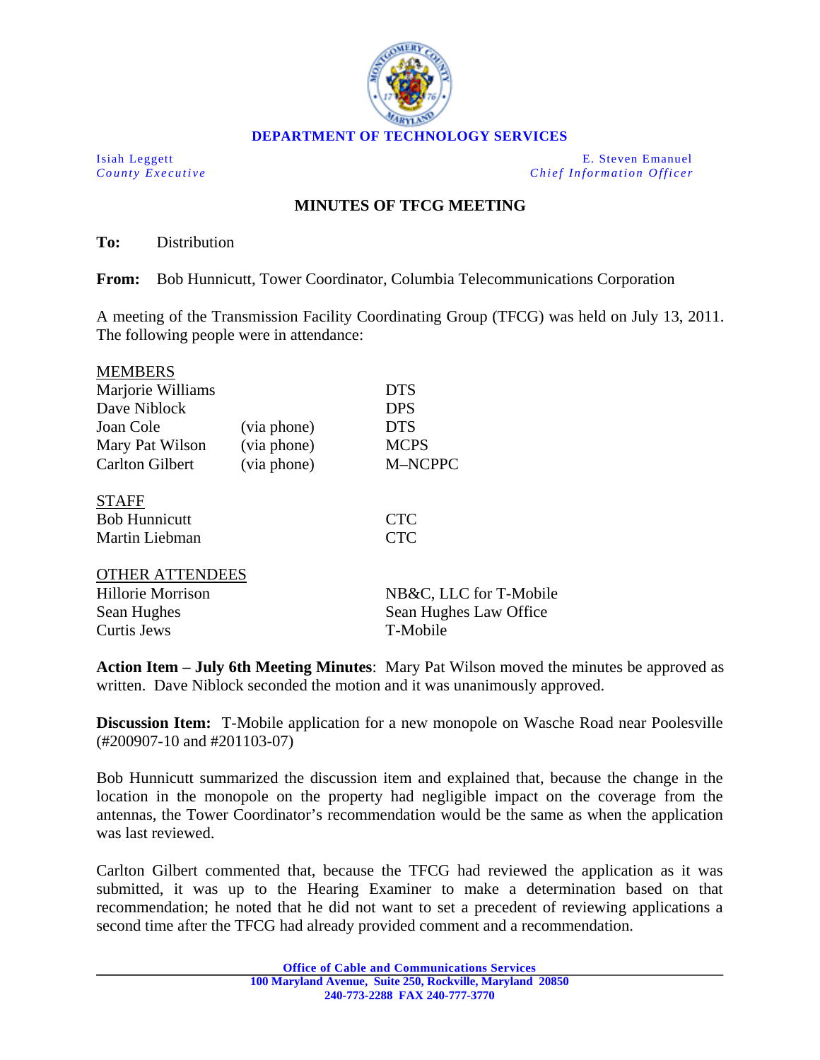**DEPARTMENT OF TECHNOLOGY SERVICES**

| | |
|---|---|
| Isiah Leggett | E. Steven Emanuel |
| *County Executive* | *Chief Information Officer* |

## MINUTES OF TFCG MEETING

**To:** Distribution

**From:** Bob Hunnicutt, Tower Coordinator, Columbia Telecommunications Corporation

A meeting of the Transmission Facility Coordinating Group (TFCG) was held on July 13, 2011. The following people were in attendance:

<u>MEMBERS</u>

| | | |
|---|---|---|
| Marjorie Williams | | DTS |
| Dave Niblock | | DPS |
| Joan Cole | (via phone) | DTS |
| Mary Pat Wilson | (via phone) | MCPS |
| Carlton Gilbert | (via phone) | M–NCPPC |

<u>STAFF</u>

| | |
|---|---|
| Bob Hunnicutt | CTC |
| Martin Liebman | CTC |

<u>OTHER ATTENDEES</u>

| | |
|---|---|
| Hillorie Morrison | NB&C, LLC for T-Mobile |
| Sean Hughes | Sean Hughes Law Office |
| Curtis Jews | T-Mobile |

**Action Item – July 6th Meeting Minutes**: Mary Pat Wilson moved the minutes be approved as written. Dave Niblock seconded the motion and it was unanimously approved.

**Discussion Item:** T-Mobile application for a new monopole on Wasche Road near Poolesville (#200907-10 and #201103-07)

Bob Hunnicutt summarized the discussion item and explained that, because the change in the location in the monopole on the property had negligible impact on the coverage from the antennas, the Tower Coordinator's recommendation would be the same as when the application was last reviewed.

Carlton Gilbert commented that, because the TFCG had reviewed the application as it was submitted, it was up to the Hearing Examiner to make a determination based on that recommendation; he noted that he did not want to set a precedent of reviewing applications a second time after the TFCG had already provided comment and a recommendation.

**Office of Cable and Communications Services**
**100 Maryland Avenue, Suite 250, Rockville, Maryland 20850**
**240-773-2288 FAX 240-777-3770**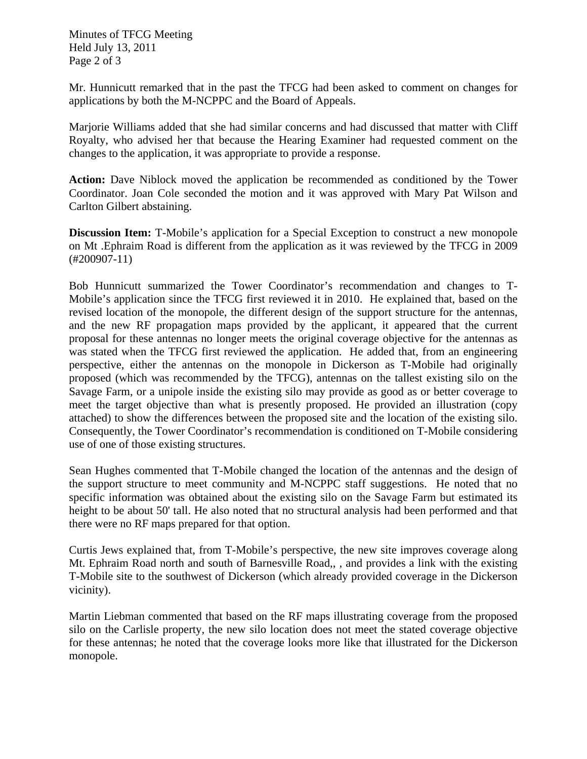Mr. Hunnicutt remarked that in the past the TFCG had been asked to comment on changes for applications by both the M-NCPPC and the Board of Appeals.

Marjorie Williams added that she had similar concerns and had discussed that matter with Cliff Royalty, who advised her that because the Hearing Examiner had requested comment on the changes to the application, it was appropriate to provide a response.

**Action:** Dave Niblock moved the application be recommended as conditioned by the Tower Coordinator. Joan Cole seconded the motion and it was approved with Mary Pat Wilson and Carlton Gilbert abstaining.

**Discussion Item:** T-Mobile's application for a Special Exception to construct a new monopole on Mt .Ephraim Road is different from the application as it was reviewed by the TFCG in 2009 (#200907-11)

Bob Hunnicutt summarized the Tower Coordinator's recommendation and changes to T-Mobile's application since the TFCG first reviewed it in 2010. He explained that, based on the revised location of the monopole, the different design of the support structure for the antennas, and the new RF propagation maps provided by the applicant, it appeared that the current proposal for these antennas no longer meets the original coverage objective for the antennas as was stated when the TFCG first reviewed the application. He added that, from an engineering perspective, either the antennas on the monopole in Dickerson as T-Mobile had originally proposed (which was recommended by the TFCG), antennas on the tallest existing silo on the Savage Farm, or a unipole inside the existing silo may provide as good as or better coverage to meet the target objective than what is presently proposed. He provided an illustration (copy attached) to show the differences between the proposed site and the location of the existing silo. Consequently, the Tower Coordinator's recommendation is conditioned on T-Mobile considering use of one of those existing structures.

Sean Hughes commented that T-Mobile changed the location of the antennas and the design of the support structure to meet community and M-NCPPC staff suggestions. He noted that no specific information was obtained about the existing silo on the Savage Farm but estimated its height to be about 50' tall. He also noted that no structural analysis had been performed and that there were no RF maps prepared for that option.

Curtis Jews explained that, from T-Mobile's perspective, the new site improves coverage along Mt. Ephraim Road north and south of Barnesville Road,, , and provides a link with the existing T-Mobile site to the southwest of Dickerson (which already provided coverage in the Dickerson vicinity).

Martin Liebman commented that based on the RF maps illustrating coverage from the proposed silo on the Carlisle property, the new silo location does not meet the stated coverage objective for these antennas; he noted that the coverage looks more like that illustrated for the Dickerson monopole.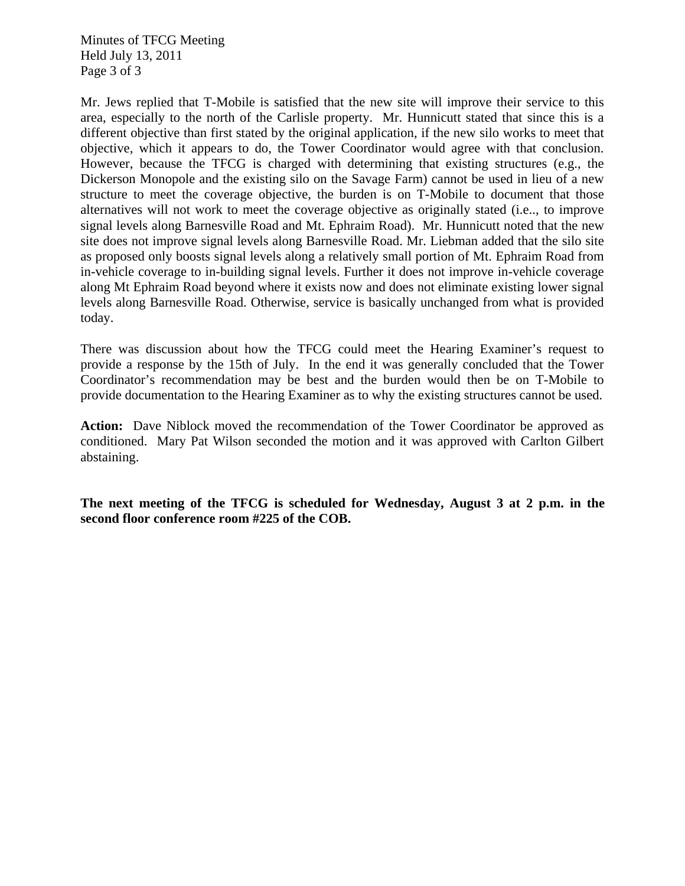Mr. Jews replied that T-Mobile is satisfied that the new site will improve their service to this area, especially to the north of the Carlisle property. Mr. Hunnicutt stated that since this is a different objective than first stated by the original application, if the new silo works to meet that objective, which it appears to do, the Tower Coordinator would agree with that conclusion. However, because the TFCG is charged with determining that existing structures (e.g., the Dickerson Monopole and the existing silo on the Savage Farm) cannot be used in lieu of a new structure to meet the coverage objective, the burden is on T-Mobile to document that those alternatives will not work to meet the coverage objective as originally stated (i.e.., to improve signal levels along Barnesville Road and Mt. Ephraim Road). Mr. Hunnicutt noted that the new site does not improve signal levels along Barnesville Road. Mr. Liebman added that the silo site as proposed only boosts signal levels along a relatively small portion of Mt. Ephraim Road from in-vehicle coverage to in-building signal levels. Further it does not improve in-vehicle coverage along Mt Ephraim Road beyond where it exists now and does not eliminate existing lower signal levels along Barnesville Road. Otherwise, service is basically unchanged from what is provided today.

There was discussion about how the TFCG could meet the Hearing Examiner's request to provide a response by the 15th of July. In the end it was generally concluded that the Tower Coordinator's recommendation may be best and the burden would then be on T-Mobile to provide documentation to the Hearing Examiner as to why the existing structures cannot be used.

**Action:** Dave Niblock moved the recommendation of the Tower Coordinator be approved as conditioned. Mary Pat Wilson seconded the motion and it was approved with Carlton Gilbert abstaining.

**The next meeting of the TFCG is scheduled for Wednesday, August 3 at 2 p.m. in the second floor conference room #225 of the COB.**